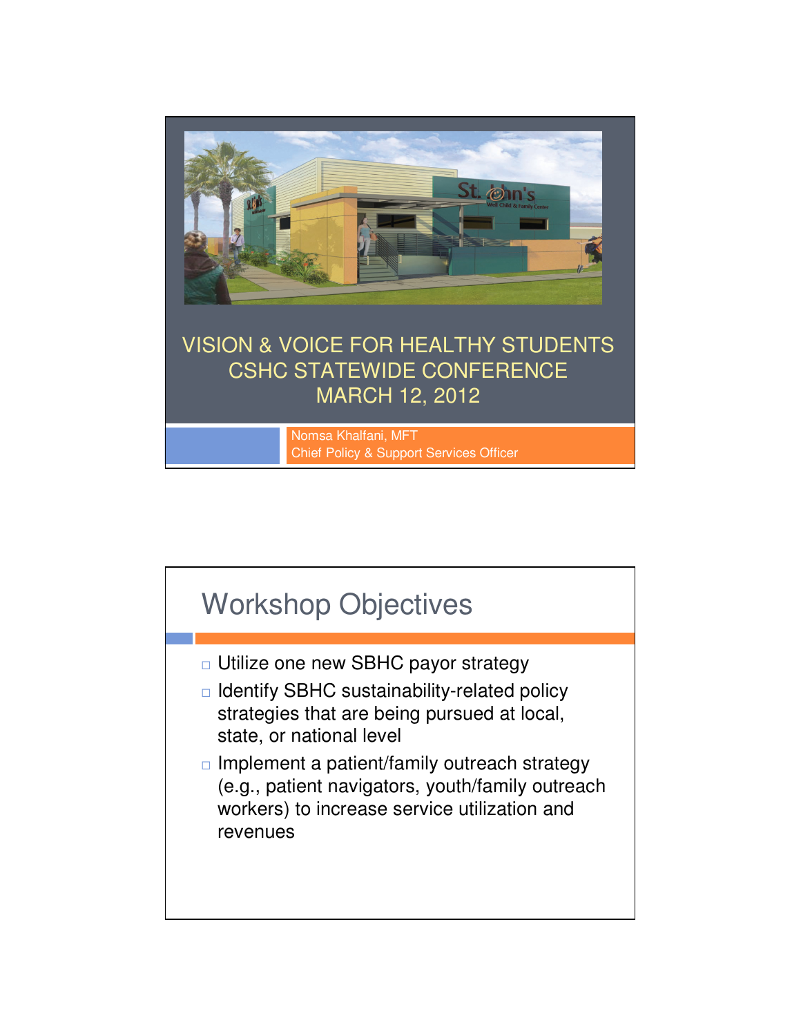# VISION & VOICE FOR HEALTHY STUDENTS
## CSHC STATEWIDE CONFERENCE
## MARCH 12, 2012

Nomsa Khalfani, MFT
Chief Policy & Support Services Officer

## Workshop Objectives

- Utilize one new SBHC payor strategy
- Identify SBHC sustainability-related policy strategies that are being pursued at local, state, or national level
- Implement a patient/family outreach strategy (e.g., patient navigators, youth/family outreach workers) to increase service utilization and revenues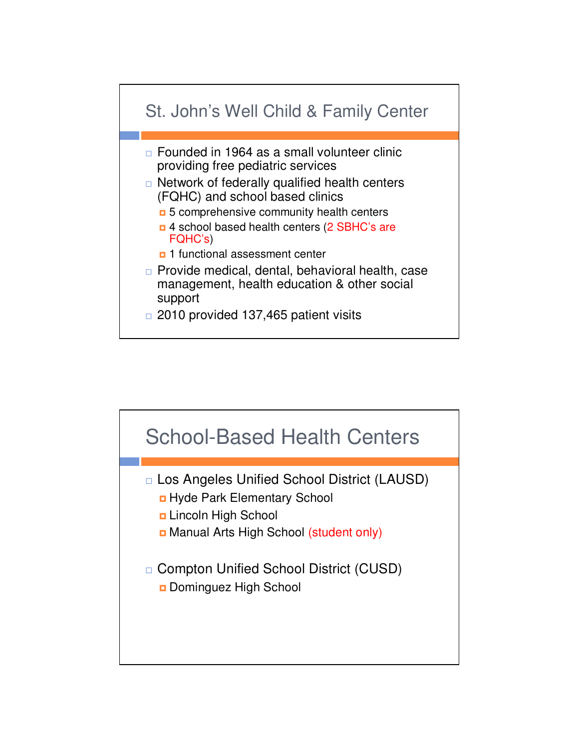## St. John's Well Child & Family Center

- Founded in 1964 as a small volunteer clinic providing free pediatric services
- Network of federally qualified health centers (FQHC) and school based clinics
  - 5 comprehensive community health centers
  - 4 school based health centers (2 SBHC's are FQHC's)
  - 1 functional assessment center
- Provide medical, dental, behavioral health, case management, health education & other social support
- 2010 provided 137,465 patient visits

## School-Based Health Centers

- Los Angeles Unified School District (LAUSD)
  - Hyde Park Elementary School
  - Lincoln High School
  - Manual Arts High School (student only)
- Compton Unified School District (CUSD)
  - Dominguez High School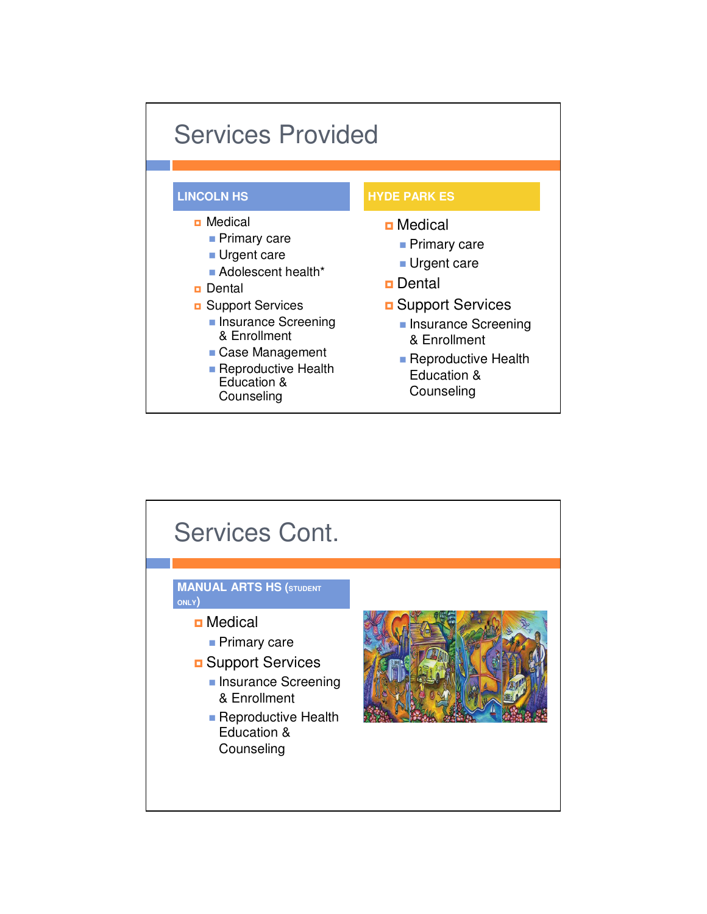# Services Provided

## LINCOLN HS

- Medical
  - Primary care
  - Urgent care
  - Adolescent health*
- Dental
- Support Services
  - Insurance Screening & Enrollment
  - Case Management
  - Reproductive Health Education & Counseling

## HYDE PARK ES

- Medical
  - Primary care
  - Urgent care
- Dental
- Support Services
  - Insurance Screening & Enrollment
  - Reproductive Health Education & Counseling

# Services Cont.

## MANUAL ARTS HS (STUDENT ONLY)

- Medical
  - Primary care
- Support Services
  - Insurance Screening & Enrollment
  - Reproductive Health Education & Counseling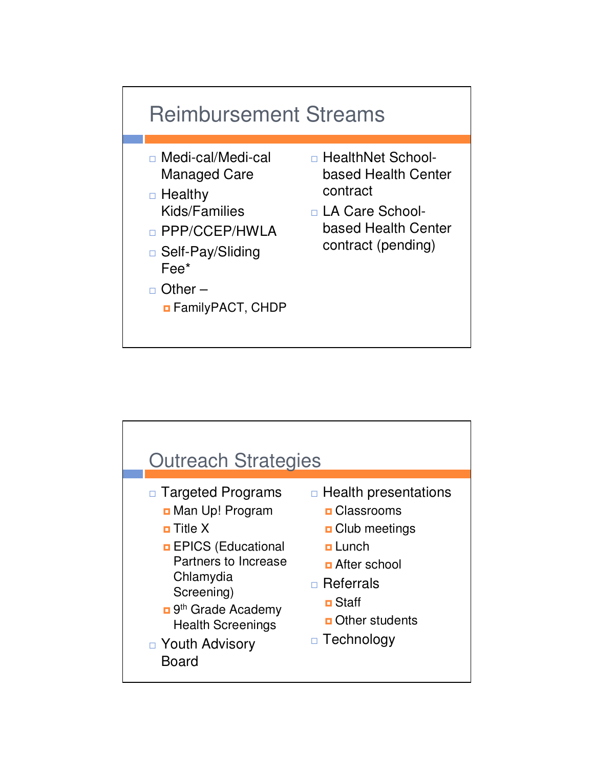## Reimbursement Streams

- Medi-cal/Medi-cal Managed Care
- Healthy Kids/Families
- PPP/CCEP/HWLA
- Self-Pay/Sliding Fee*
- Other –
  - FamilyPACT, CHDP
- HealthNet School-based Health Center contract
- LA Care School-based Health Center contract (pending)

## Outreach Strategies

- Targeted Programs
  - Man Up! Program
  - Title X
  - EPICS (Educational Partners to Increase Chlamydia Screening)
  - 9th Grade Academy Health Screenings
- Youth Advisory Board
- Health presentations
  - Classrooms
  - Club meetings
  - Lunch
  - After school
- Referrals
  - Staff
  - Other students
- Technology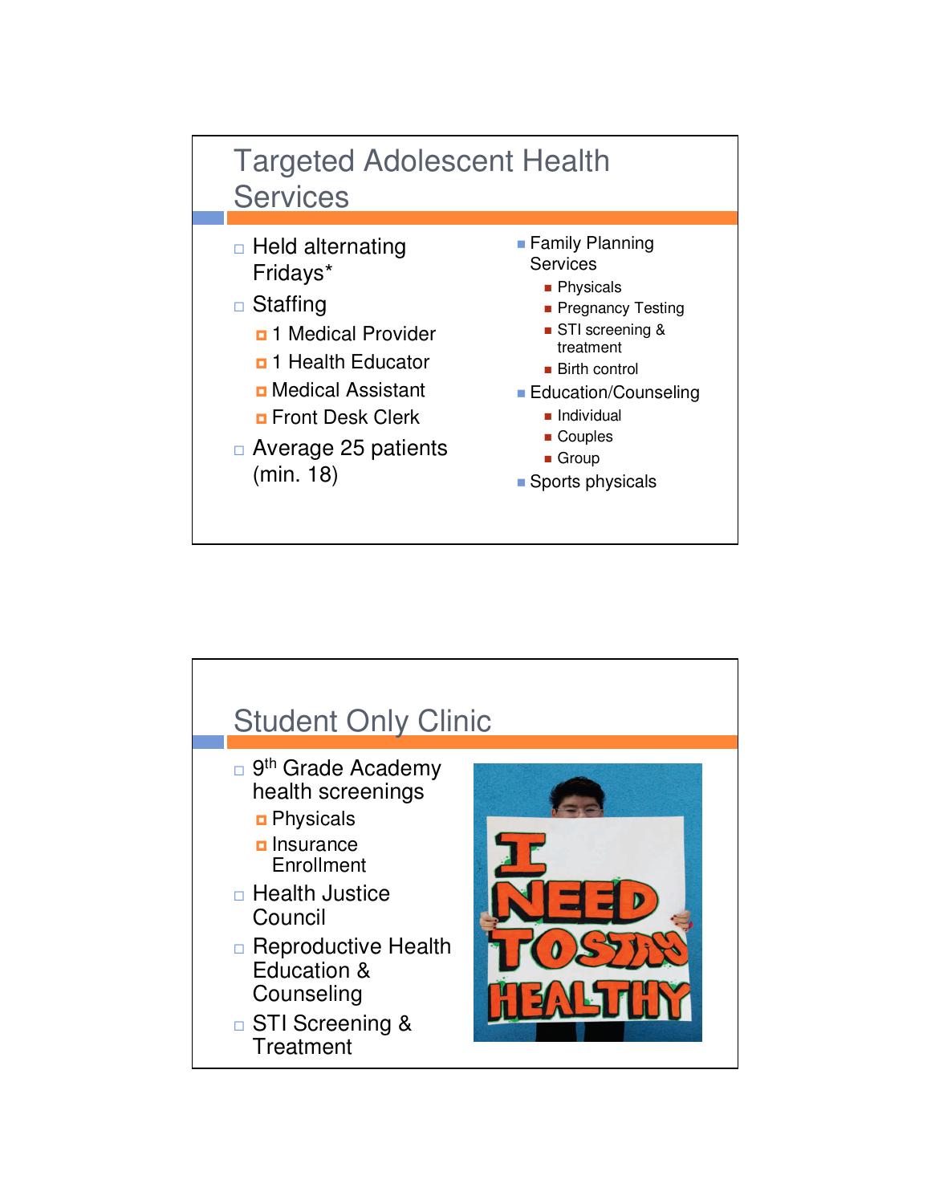## Targeted Adolescent Health Services

- Held alternating Fridays*
- Staffing
  - 1 Medical Provider
  - 1 Health Educator
  - Medical Assistant
  - Front Desk Clerk
- Average 25 patients (min. 18)

- Family Planning Services
  - Physicals
  - Pregnancy Testing
  - STI screening & treatment
  - Birth control
- Education/Counseling
  - Individual
  - Couples
  - Group
- Sports physicals

## Student Only Clinic

- 9th Grade Academy health screenings
  - Physicals
  - Insurance Enrollment
- Health Justice Council
- Reproductive Health Education & Counseling
- STI Screening & Treatment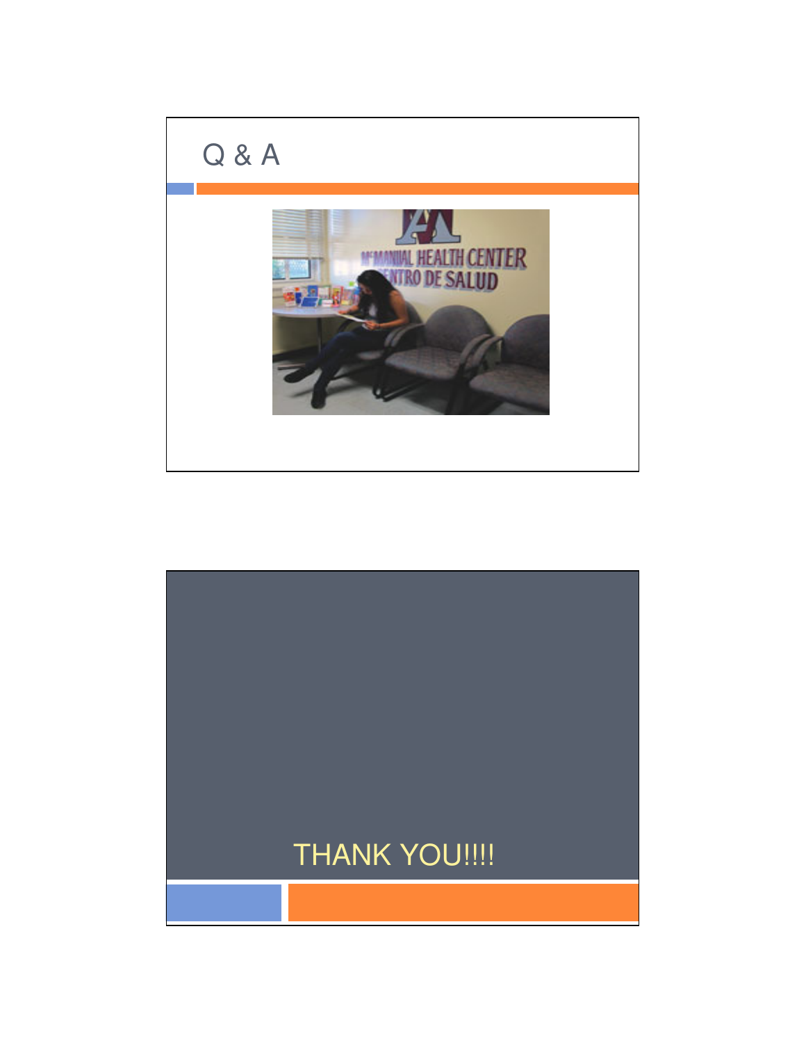# Q & A

THANK YOU!!!!